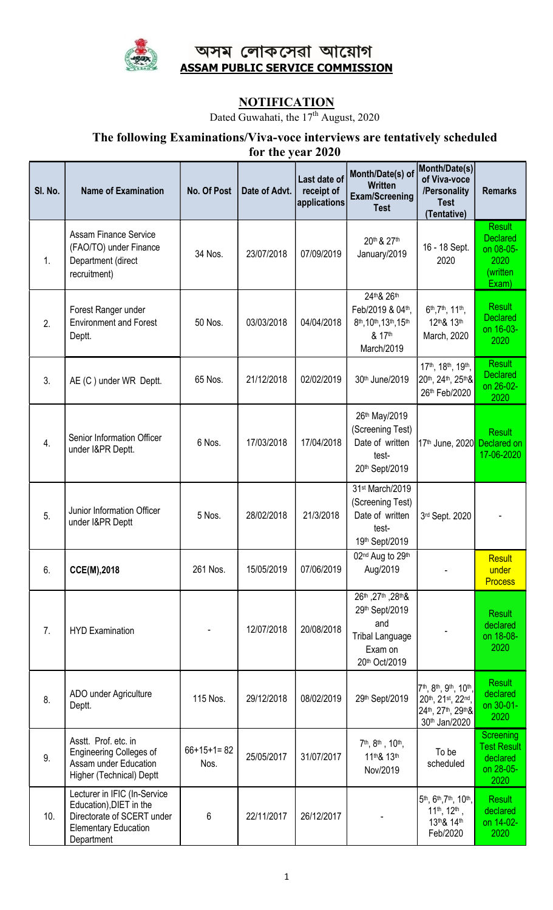# অসম লোকসেৱা আয়োগ
# ASSAM PUBLIC SERVICE COMMISSION

## NOTIFICATION

Dated Guwahati, the 17th August, 2020

### The following Examinations/Viva-voce interviews are tentatively scheduled for the year 2020

| Sl. No. | Name of Examination | No. Of Post | Date of Advt. | Last date of receipt of applications | Month/Date(s) of Written Exam/Screening Test | Month/Date(s) of Viva-voce /Personality Test (Tentative) | Remarks |
|---|---|---|---|---|---|---|---|
| 1. | Assam Finance Service (FAO/TO) under Finance Department (direct recruitment) | 34 Nos. | 23/07/2018 | 07/09/2019 | 20th & 27th January/2019 | 16 - 18 Sept. 2020 | Result Declared on 08-05-2020 (written Exam) |
| 2. | Forest Ranger under Environment and Forest Deptt. | 50 Nos. | 03/03/2018 | 04/04/2018 | 24th& 26th Feb/2019 & 04th, 8th, 10th, 13th, 15th & 17th March/2019 | 6th, 7th, 11th, 12th& 13th March, 2020 | Result Declared on 16-03-2020 |
| 3. | AE (C ) under WR Deptt. | 65 Nos. | 21/12/2018 | 02/02/2019 | 30th June/2019 | 17th, 18th, 19th, 20th, 24th, 25th& 26th Feb/2020 | Result Declared on 26-02-2020 |
| 4. | Senior Information Officer under I&PR Deptt. | 6 Nos. | 17/03/2018 | 17/04/2018 | 26th May/2019 (Screening Test) Date of written test- 20th Sept/2019 | 17th June, 2020 | Result Declared on 17-06-2020 |
| 5. | Junior Information Officer under I&PR Deptt | 5 Nos. | 28/02/2018 | 21/3/2018 | 31st March/2019 (Screening Test) Date of written test- 19th Sept/2019 | 3rd Sept. 2020 | - |
| 6. | **CCE(M),2018** | 261 Nos. | 15/05/2019 | 07/06/2019 | 02nd Aug to 29th Aug/2019 | - | Result under Process |
| 7. | HYD Examination | - | 12/07/2018 | 20/08/2018 | 26th ,27th ,28th& 29th Sept/2019 and Tribal Language Exam on 20th Oct/2019 | - | Result declared on 18-08-2020 |
| 8. | ADO under Agriculture Deptt. | 115 Nos. | 29/12/2018 | 08/02/2019 | 29th Sept/2019 | 7th, 8th, 9th, 10th, 20th, 21st, 22nd, 24th, 27th, 29th& 30th Jan/2020 | Result declared on 30-01-2020 |
| 9. | Asstt. Prof. etc. in Engineering Colleges of Assam under Education Higher (Technical) Deptt | 66+15+1= 82 Nos. | 25/05/2017 | 31/07/2017 | 7th, 8th , 10th, 11th& 13th Nov/2019 | To be scheduled | Screening Test Result declared on 28-05-2020 |
| 10. | Lecturer in IFIC (In-Service Education),DIET in the Directorate of SCERT under Elementary Education Department | 6 | 22/11/2017 | 26/12/2017 | - | 5th, 6th, 7th, 10th, 11th, 12th , 13th& 14th Feb/2020 | Result declared on 14-02-2020 |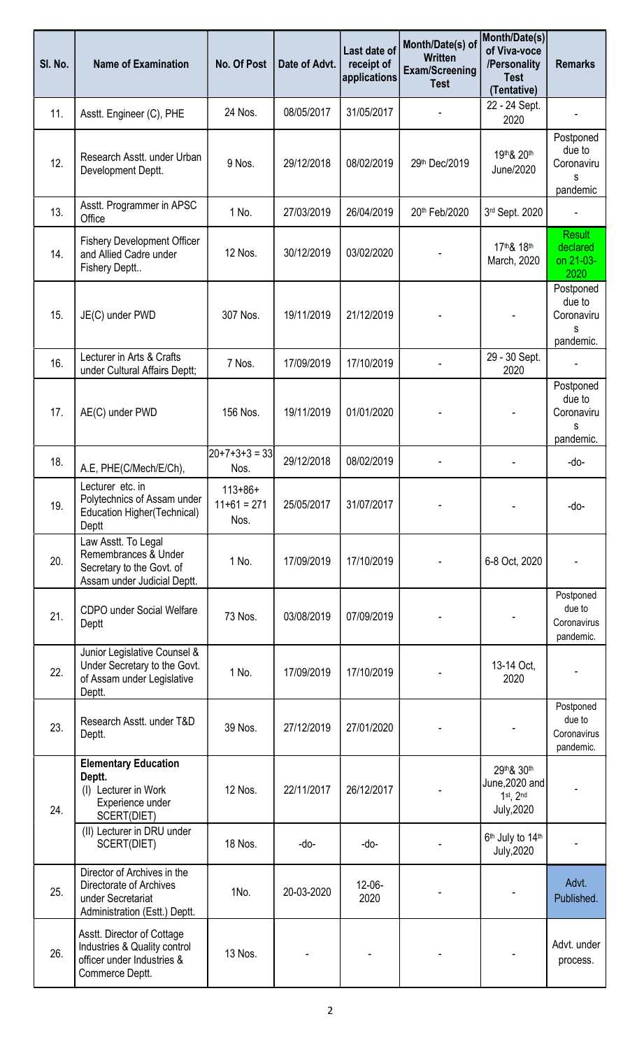| Sl. No. | Name of Examination | No. Of Post | Date of Advt. | Last date of receipt of applications | Month/Date(s) of Written Exam/Screening Test | Month/Date(s) of Viva-voce /Personality Test (Tentative) | Remarks |
|---|---|---|---|---|---|---|---|
| 11. | Asstt. Engineer (C), PHE | 24 Nos. | 08/05/2017 | 31/05/2017 | - | 22 - 24 Sept. 2020 | - |
| 12. | Research Asstt. under Urban Development Deptt. | 9 Nos. | 29/12/2018 | 08/02/2019 | 29th Dec/2019 | 19th& 20th June/2020 | Postponed due to Coronavirus pandemic |
| 13. | Asstt. Programmer in APSC Office | 1 No. | 27/03/2019 | 26/04/2019 | 20th Feb/2020 | 3rd Sept. 2020 | - |
| 14. | Fishery Development Officer and Allied Cadre under Fishery Deptt.. | 12 Nos. | 30/12/2019 | 03/02/2020 | - | 17th& 18th March, 2020 | Result declared on 21-03-2020 |
| 15. | JE(C) under PWD | 307 Nos. | 19/11/2019 | 21/12/2019 | - | - | Postponed due to Coronavirus pandemic. |
| 16. | Lecturer in Arts & Crafts under Cultural Affairs Deptt; | 7 Nos. | 17/09/2019 | 17/10/2019 | - | 29 - 30 Sept. 2020 | - |
| 17. | AE(C) under PWD | 156 Nos. | 19/11/2019 | 01/01/2020 | - | - | Postponed due to Coronavirus pandemic. |
| 18. | A.E, PHE(C/Mech/E/Ch), | 20+7+3+3 = 33 Nos. | 29/12/2018 | 08/02/2019 | - | - | -do- |
| 19. | Lecturer etc. in Polytechnics of Assam under Education Higher(Technical) Deptt | 113+86+ 11+61 = 271 Nos. | 25/05/2017 | 31/07/2017 | - | - | -do- |
| 20. | Law Asstt. To Legal Remembrances & Under Secretary to the Govt. of Assam under Judicial Deptt. | 1 No. | 17/09/2019 | 17/10/2019 | - | 6-8 Oct, 2020 | - |
| 21. | CDPO under Social Welfare Deptt | 73 Nos. | 03/08/2019 | 07/09/2019 | - | - | Postponed due to Coronavirus pandemic. |
| 22. | Junior Legislative Counsel & Under Secretary to the Govt. of Assam under Legislative Deptt. | 1 No. | 17/09/2019 | 17/10/2019 | - | 13-14 Oct, 2020 | - |
| 23. | Research Asstt. under T&D Deptt. | 39 Nos. | 27/12/2019 | 27/01/2020 | - | - | Postponed due to Coronavirus pandemic. |
| 24. | **Elementary Education Deptt.** (I) Lecturer in Work Experience under SCERT(DIET) | 12 Nos. | 22/11/2017 | 26/12/2017 | - | 29th& 30th June,2020 and 1st, 2nd July,2020 | - |
| | (II) Lecturer in DRU under SCERT(DIET) | 18 Nos. | -do- | -do- | - | 6th July to 14th July,2020 | - |
| 25. | Director of Archives in the Directorate of Archives under Secretariat Administration (Estt.) Deptt. | 1No. | 20-03-2020 | 12-06-2020 | - | - | Advt. Published. |
| 26. | Asstt. Director of Cottage Industries & Quality control officer under Industries & Commerce Deptt. | 13 Nos. | - | - | - | - | Advt. under process. |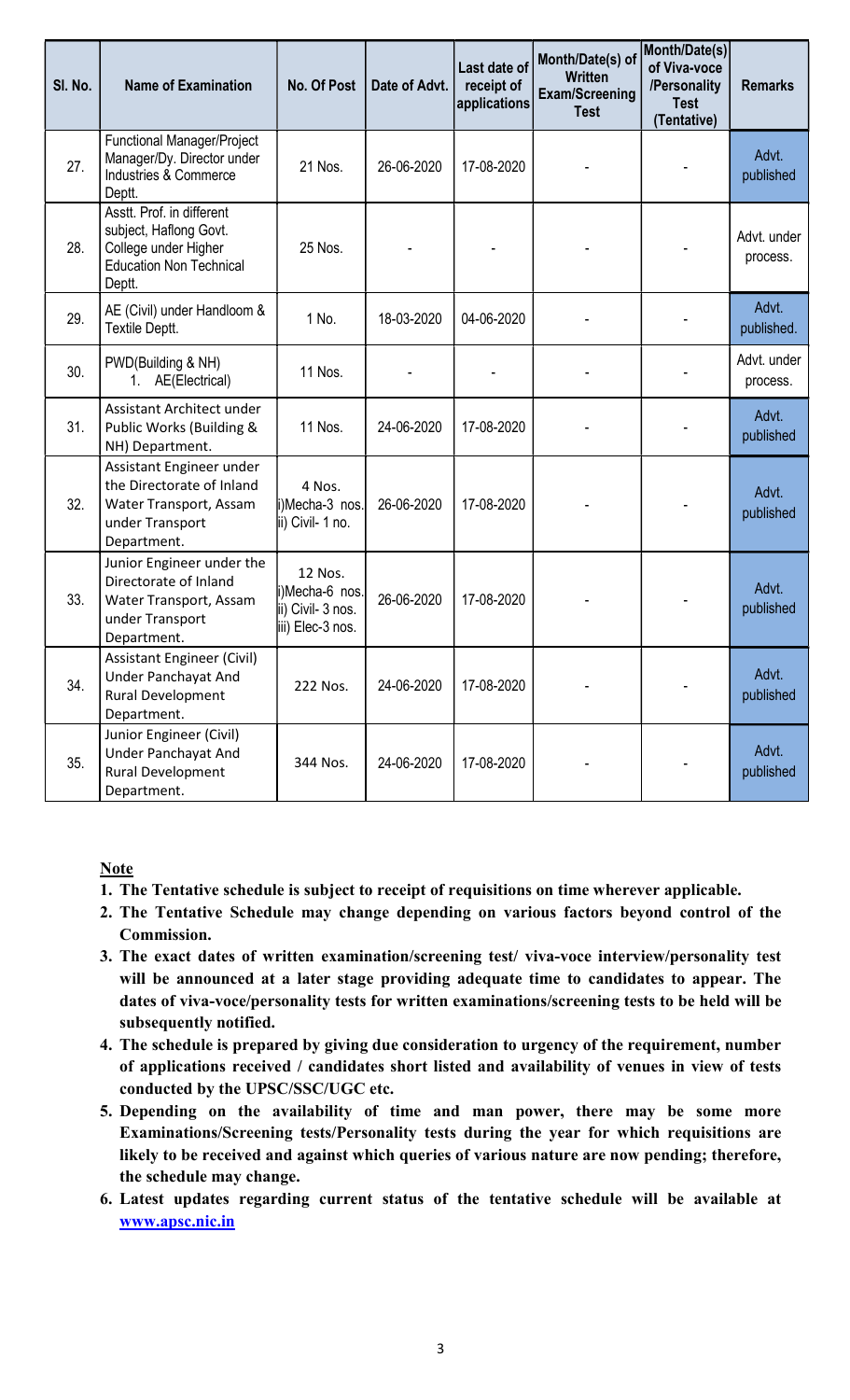| Sl. No. | Name of Examination | No. Of Post | Date of Advt. | Last date of receipt of applications | Month/Date(s) of Written Exam/Screening Test | Month/Date(s) of Viva-voce /Personality Test (Tentative) | Remarks |
|---|---|---|---|---|---|---|---|
| 27. | Functional Manager/Project Manager/Dy. Director under Industries & Commerce Deptt. | 21 Nos. | 26-06-2020 | 17-08-2020 | - | - | Advt. published |
| 28. | Asstt. Prof. in different subject, Haflong Govt. College under Higher Education Non Technical Deptt. | 25 Nos. | - | - | - | - | Advt. under process. |
| 29. | AE (Civil) under Handloom & Textile Deptt. | 1 No. | 18-03-2020 | 04-06-2020 | - | - | Advt. published. |
| 30. | PWD(Building & NH) 1. AE(Electrical) | 11 Nos. | - | - | - | - | Advt. under process. |
| 31. | Assistant Architect under Public Works (Building & NH) Department. | 11 Nos. | 24-06-2020 | 17-08-2020 | - | - | Advt. published |
| 32. | Assistant Engineer under the Directorate of Inland Water Transport, Assam under Transport Department. | 4 Nos. i)Mecha-3 nos. ii) Civil- 1 no. | 26-06-2020 | 17-08-2020 | - | - | Advt. published |
| 33. | Junior Engineer under the Directorate of Inland Water Transport, Assam under Transport Department. | 12 Nos. i)Mecha-6 nos. ii) Civil- 3 nos. iii) Elec-3 nos. | 26-06-2020 | 17-08-2020 | - | - | Advt. published |
| 34. | Assistant Engineer (Civil) Under Panchayat And Rural Development Department. | 222 Nos. | 24-06-2020 | 17-08-2020 | - | - | Advt. published |
| 35. | Junior Engineer (Civil) Under Panchayat And Rural Development Department. | 344 Nos. | 24-06-2020 | 17-08-2020 | - | - | Advt. published |

**Note**

1. **The Tentative schedule is subject to receipt of requisitions on time wherever applicable.**
2. **The Tentative Schedule may change depending on various factors beyond control of the Commission.**
3. **The exact dates of written examination/screening test/ viva-voce interview/personality test will be announced at a later stage providing adequate time to candidates to appear. The dates of viva-voce/personality tests for written examinations/screening tests to be held will be subsequently notified.**
4. **The schedule is prepared by giving due consideration to urgency of the requirement, number of applications received / candidates short listed and availability of venues in view of tests conducted by the UPSC/SSC/UGC etc.**
5. **Depending on the availability of time and man power, there may be some more Examinations/Screening tests/Personality tests during the year for which requisitions are likely to be received and against which queries of various nature are now pending; therefore, the schedule may change.**
6. **Latest updates regarding current status of the tentative schedule will be available at www.apsc.nic.in**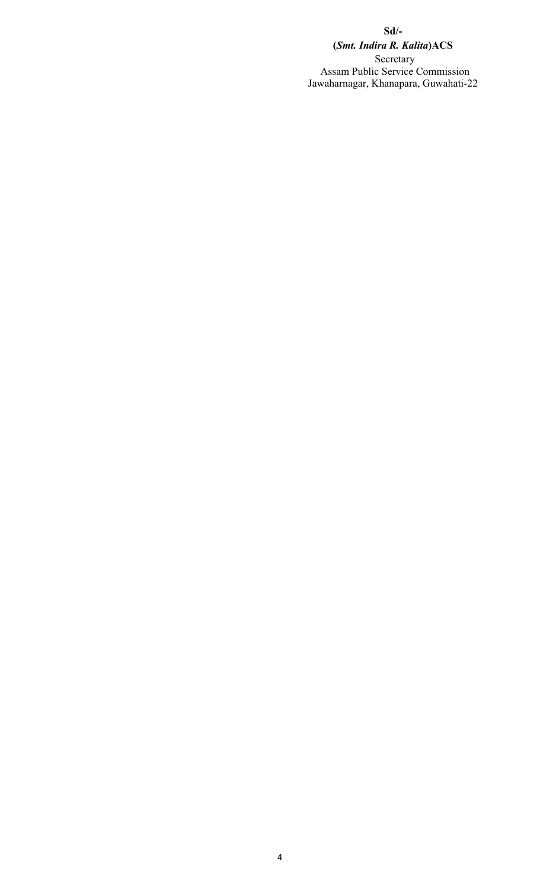**Sd/-**

**(*Smt. Indira R. Kalita*)ACS**

Secretary

Assam Public Service Commission

Jawaharnagar, Khanapara, Guwahati-22